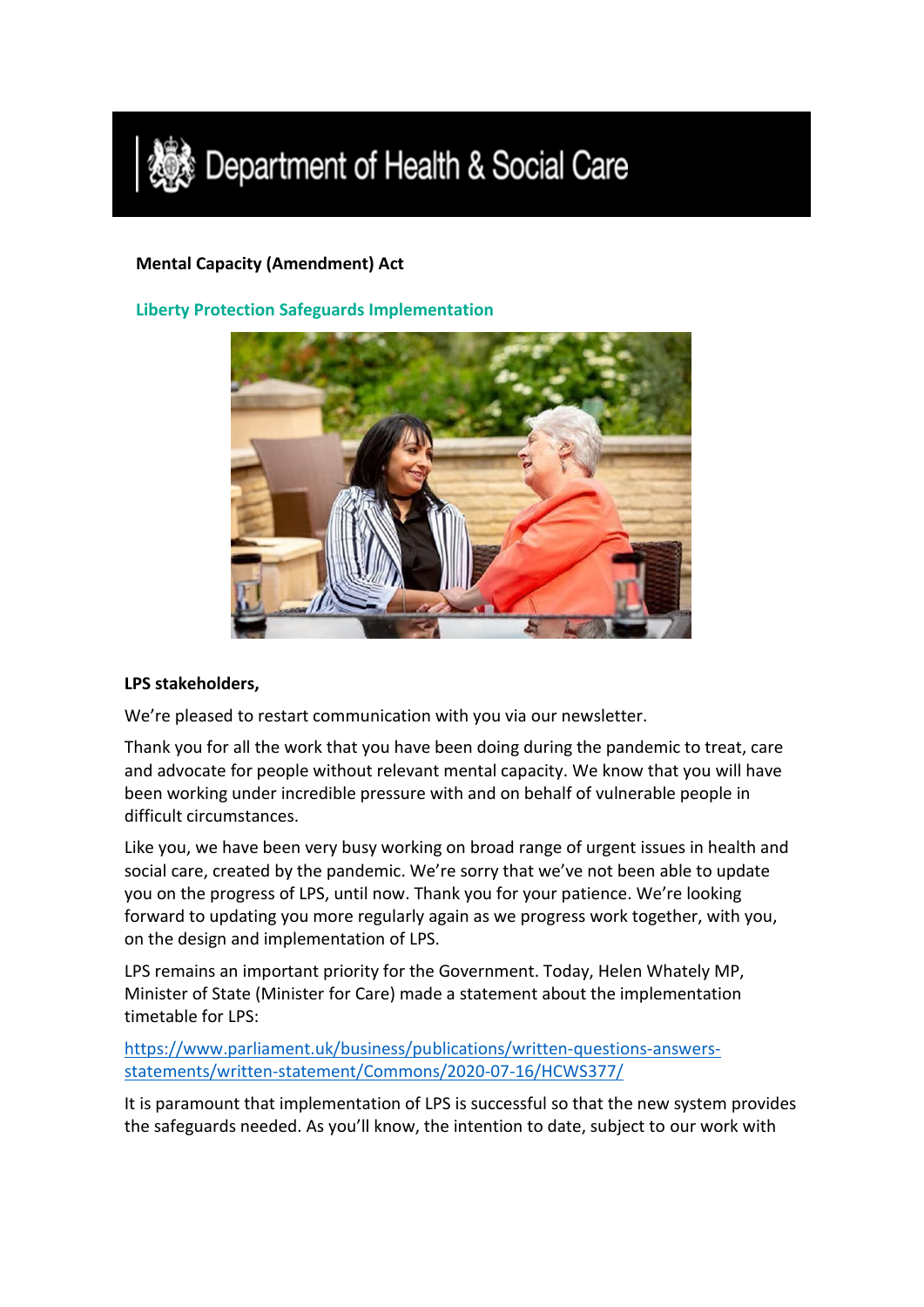Department of Health & Social Care

**Mental Capacity (Amendment) Act**

## Liberty Protection Safeguards Implementation

**LPS stakeholders,**

We're pleased to restart communication with you via our newsletter.

Thank you for all the work that you have been doing during the pandemic to treat, care and advocate for people without relevant mental capacity. We know that you will have been working under incredible pressure with and on behalf of vulnerable people in difficult circumstances.

Like you, we have been very busy working on broad range of urgent issues in health and social care, created by the pandemic. We're sorry that we've not been able to update you on the progress of LPS, until now. Thank you for your patience. We're looking forward to updating you more regularly again as we progress work together, with you, on the design and implementation of LPS.

LPS remains an important priority for the Government. Today, Helen Whately MP, Minister of State (Minister for Care) made a statement about the implementation timetable for LPS:

https://www.parliament.uk/business/publications/written-questions-answers-statements/written-statement/Commons/2020-07-16/HCWS377/

It is paramount that implementation of LPS is successful so that the new system provides the safeguards needed. As you'll know, the intention to date, subject to our work with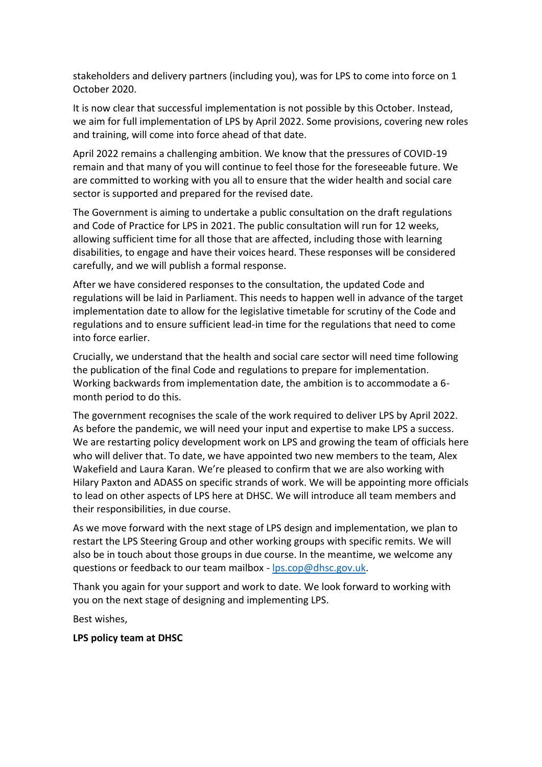stakeholders and delivery partners (including you), was for LPS to come into force on 1 October 2020.

It is now clear that successful implementation is not possible by this October. Instead, we aim for full implementation of LPS by April 2022. Some provisions, covering new roles and training, will come into force ahead of that date.

April 2022 remains a challenging ambition. We know that the pressures of COVID-19 remain and that many of you will continue to feel those for the foreseeable future. We are committed to working with you all to ensure that the wider health and social care sector is supported and prepared for the revised date.

The Government is aiming to undertake a public consultation on the draft regulations and Code of Practice for LPS in 2021. The public consultation will run for 12 weeks, allowing sufficient time for all those that are affected, including those with learning disabilities, to engage and have their voices heard. These responses will be considered carefully, and we will publish a formal response.

After we have considered responses to the consultation, the updated Code and regulations will be laid in Parliament. This needs to happen well in advance of the target implementation date to allow for the legislative timetable for scrutiny of the Code and regulations and to ensure sufficient lead-in time for the regulations that need to come into force earlier.

Crucially, we understand that the health and social care sector will need time following the publication of the final Code and regulations to prepare for implementation. Working backwards from implementation date, the ambition is to accommodate a 6-month period to do this.

The government recognises the scale of the work required to deliver LPS by April 2022. As before the pandemic, we will need your input and expertise to make LPS a success. We are restarting policy development work on LPS and growing the team of officials here who will deliver that. To date, we have appointed two new members to the team, Alex Wakefield and Laura Karan. We're pleased to confirm that we are also working with Hilary Paxton and ADASS on specific strands of work. We will be appointing more officials to lead on other aspects of LPS here at DHSC. We will introduce all team members and their responsibilities, in due course.

As we move forward with the next stage of LPS design and implementation, we plan to restart the LPS Steering Group and other working groups with specific remits. We will also be in touch about those groups in due course. In the meantime, we welcome any questions or feedback to our team mailbox - [lps.cop@dhsc.gov.uk](mailto:lps.cop@dhsc.gov.uk).

Thank you again for your support and work to date. We look forward to working with you on the next stage of designing and implementing LPS.

Best wishes,

**LPS policy team at DHSC**